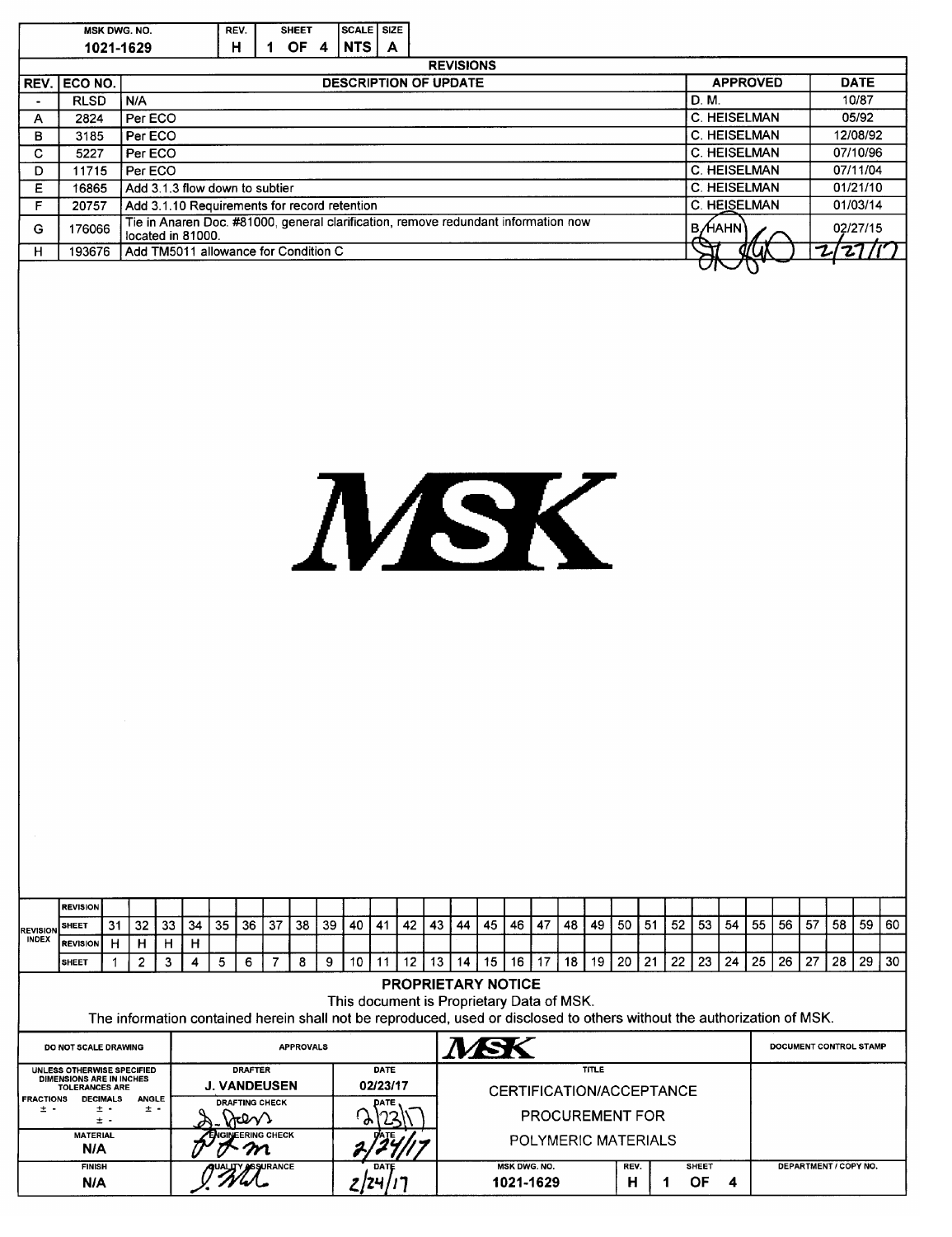| MSK DWG. NO. | REV. | SHEET | SCALE | SIZE |
|---|---|---|---|---|
| 1021-1629 | H | 1 OF 4 | NTS | A |

## REVISIONS

| REV. | ECO NO. | DESCRIPTION OF UPDATE | APPROVED | DATE |
|---|---|---|---|---|
| - | RLSD | N/A | D. M. | 10/87 |
| A | 2824 | Per ECO | C. HEISELMAN | 05/92 |
| B | 3185 | Per ECO | C. HEISELMAN | 12/08/92 |
| C | 5227 | Per ECO | C. HEISELMAN | 07/10/96 |
| D | 11715 | Per ECO | C. HEISELMAN | 07/11/04 |
| E | 16865 | Add 3.1.3 flow down to subtier | C. HEISELMAN | 01/21/10 |
| F | 20757 | Add 3.1.10 Requirements for record retention | C. HEISELMAN | 01/03/14 |
| G | 176066 | Tie in Anaren Doc. #81000, general clarification, remove redundant information now located in 81000. | B. HAHN | 02/27/15 |
| H | 193676 | Add TM5011 allowance for Condition C | (signature) | 2/27/17 |

# MSK

## REVISION INDEX

| | | | | | | | | | | | | | | | | | | | | | | | | | | | | | | | |
|---|---|---|---|---|---|---|---|---|---|---|---|---|---|---|---|---|---|---|---|---|---|---|---|---|---|---|---|---|---|---|---|
| REVISION | | | | | | | | | | | | | | | | | | | | | | | | | | | | | | | |
| SHEET | 31 | 32 | 33 | 34 | 35 | 36 | 37 | 38 | 39 | 40 | 41 | 42 | 43 | 44 | 45 | 46 | 47 | 48 | 49 | 50 | 51 | 52 | 53 | 54 | 55 | 56 | 57 | 58 | 59 | 60 |
| REVISION | H | H | H | H | | | | | | | | | | | | | | | | | | | | | | | | | | |
| SHEET | 1 | 2 | 3 | 4 | 5 | 6 | 7 | 8 | 9 | 10 | 11 | 12 | 13 | 14 | 15 | 16 | 17 | 18 | 19 | 20 | 21 | 22 | 23 | 24 | 25 | 26 | 27 | 28 | 29 | 30 |

**PROPRIETARY NOTICE**

This document is Proprietary Data of MSK.

The information contained herein shall not be reproduced, used or disclosed to others without the authorization of MSK.

| DO NOT SCALE DRAWING | APPROVALS | DATE | MSK | DOCUMENT CONTROL STAMP |
|---|---|---|---|---|
| UNLESS OTHERWISE SPECIFIED DIMENSIONS ARE IN INCHES TOLERANCES ARE FRACTIONS ± - DECIMALS ± - ± - ANGLE ± - | DRAFTER: J. VANDEUSEN | 02/23/17 | TITLE: CERTIFICATION/ACCEPTANCE PROCUREMENT FOR POLYMERIC MATERIALS | |
| | DRAFTING CHECK: (signature) | 2/23/17 | | |
| MATERIAL: N/A | ENGINEERING CHECK: (signature) | 2/24/17 | | |
| FINISH: N/A | QUALITY ASSURANCE: (signature) | 2/24/17 | MSK DWG. NO. 1021-1629 REV. H SHEET 1 OF 4 | DEPARTMENT / COPY NO. |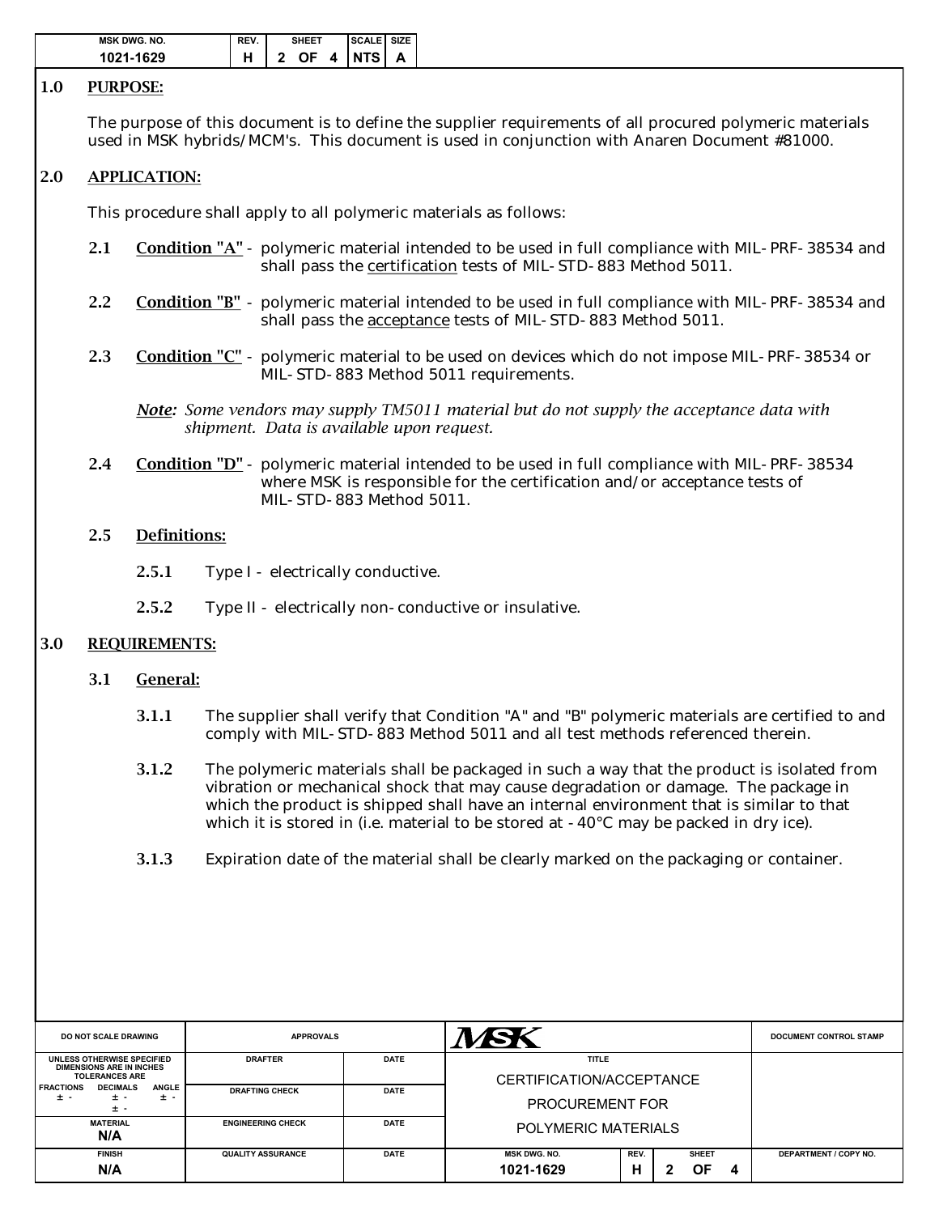## 1.0 PURPOSE:

The purpose of this document is to define the supplier requirements of all procured polymeric materials used in MSK hybrids/MCM's. This document is used in conjunction with Anaren Document #81000.

## 2.0 APPLICATION:

This procedure shall apply to all polymeric materials as follows:

**2.1** **Condition "A"** - polymeric material intended to be used in full compliance with MIL-PRF-38534 and shall pass the certification tests of MIL-STD-883 Method 5011.

**2.2** **Condition "B"** - polymeric material intended to be used in full compliance with MIL-PRF-38534 and shall pass the acceptance tests of MIL-STD-883 Method 5011.

**2.3** **Condition "C"** - polymeric material to be used on devices which do not impose MIL-PRF-38534 or MIL-STD-883 Method 5011 requirements.

***Note:*** *Some vendors may supply TM5011 material but do not supply the acceptance data with shipment. Data is available upon request.*

**2.4** **Condition "D"** - polymeric material intended to be used in full compliance with MIL-PRF-38534 where MSK is responsible for the certification and/or acceptance tests of MIL-STD-883 Method 5011.

### 2.5 Definitions:

**2.5.1** Type I - electrically conductive.

**2.5.2** Type II - electrically non-conductive or insulative.

## 3.0 REQUIREMENTS:

### 3.1 General:

**3.1.1** The supplier shall verify that Condition "A" and "B" polymeric materials are certified to and comply with MIL-STD-883 Method 5011 and all test methods referenced therein.

**3.1.2** The polymeric materials shall be packaged in such a way that the product is isolated from vibration or mechanical shock that may cause degradation or damage. The package in which the product is shipped shall have an internal environment that is similar to that which it is stored in (i.e. material to be stored at -40°C may be packed in dry ice).

**3.1.3** Expiration date of the material shall be clearly marked on the packaging or container.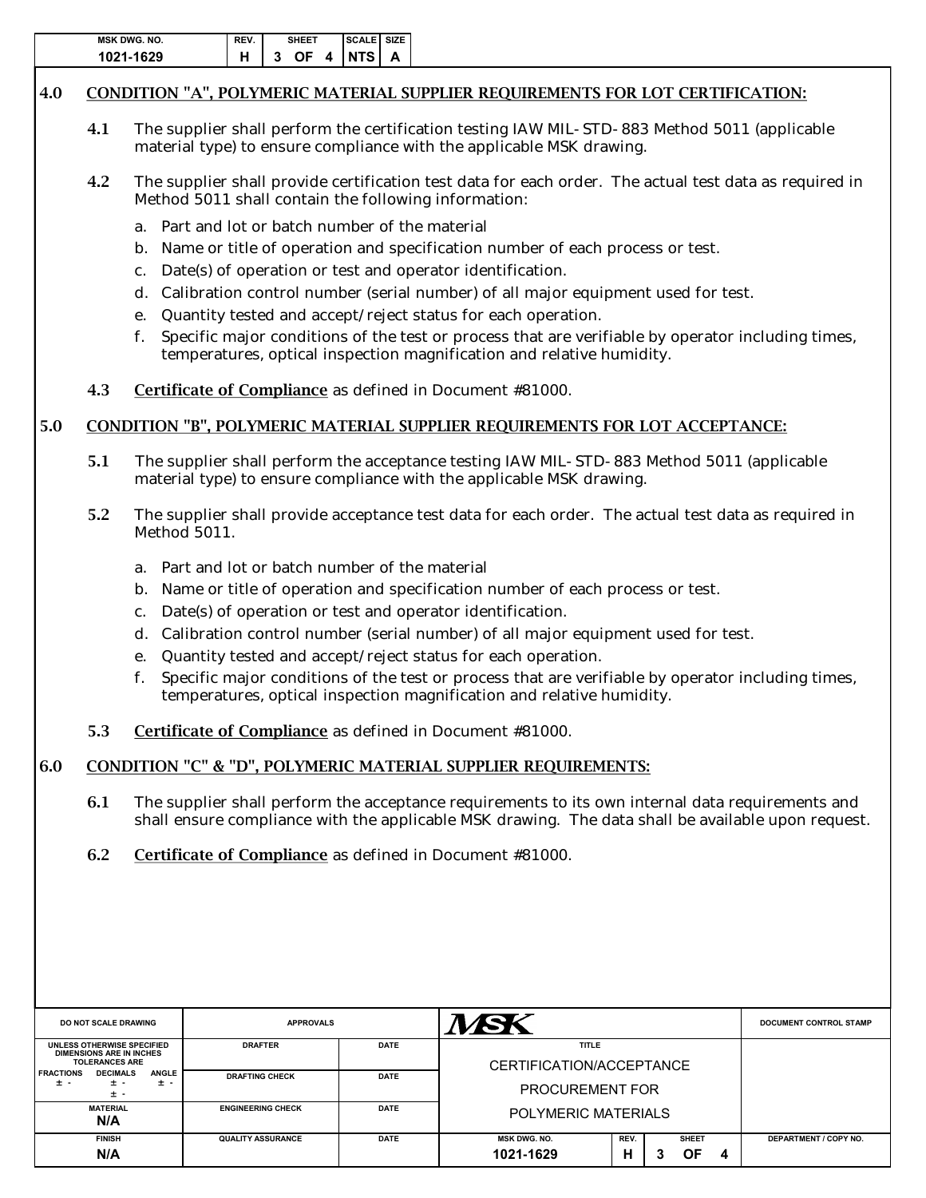## 4.0 CONDITION "A", POLYMERIC MATERIAL SUPPLIER REQUIREMENTS FOR LOT CERTIFICATION:

**4.1** The supplier shall perform the certification testing IAW MIL-STD-883 Method 5011 (applicable material type) to ensure compliance with the applicable MSK drawing.

**4.2** The supplier shall provide certification test data for each order. The actual test data as required in Method 5011 shall contain the following information:

a. Part and lot or batch number of the material
b. Name or title of operation and specification number of each process or test.
c. Date(s) of operation or test and operator identification.
d. Calibration control number (serial number) of all major equipment used for test.
e. Quantity tested and accept/reject status for each operation.
f. Specific major conditions of the test or process that are verifiable by operator including times, temperatures, optical inspection magnification and relative humidity.

**4.3** **Certificate of Compliance** as defined in Document #81000.

## 5.0 CONDITION "B", POLYMERIC MATERIAL SUPPLIER REQUIREMENTS FOR LOT ACCEPTANCE:

**5.1** The supplier shall perform the acceptance testing IAW MIL-STD-883 Method 5011 (applicable material type) to ensure compliance with the applicable MSK drawing.

**5.2** The supplier shall provide acceptance test data for each order. The actual test data as required in Method 5011.

a. Part and lot or batch number of the material
b. Name or title of operation and specification number of each process or test.
c. Date(s) of operation or test and operator identification.
d. Calibration control number (serial number) of all major equipment used for test.
e. Quantity tested and accept/reject status for each operation.
f. Specific major conditions of the test or process that are verifiable by operator including times, temperatures, optical inspection magnification and relative humidity.

**5.3** **Certificate of Compliance** as defined in Document #81000.

## 6.0 CONDITION "C" & "D", POLYMERIC MATERIAL SUPPLIER REQUIREMENTS:

**6.1** The supplier shall perform the acceptance requirements to its own internal data requirements and shall ensure compliance with the applicable MSK drawing. The data shall be available upon request.

**6.2** **Certificate of Compliance** as defined in Document #81000.

| DO NOT SCALE DRAWING | APPROVALS | | MSK | DOCUMENT CONTROL STAMP |
|---|---|---|---|---|
| UNLESS OTHERWISE SPECIFIED DIMENSIONS ARE IN INCHES TOLERANCES ARE FRACTIONS ± - DECIMALS ± - ± - ANGLE ± - | DRAFTER | DATE | TITLE: CERTIFICATION/ACCEPTANCE PROCUREMENT FOR POLYMERIC MATERIALS | |
| | DRAFTING CHECK | DATE | | |
| MATERIAL: N/A | ENGINEERING CHECK | DATE | | |
| FINISH: N/A | QUALITY ASSURANCE | DATE | MSK DWG. NO. 1021-1629, REV. H, SHEET 3 OF 4 | DEPARTMENT / COPY NO. |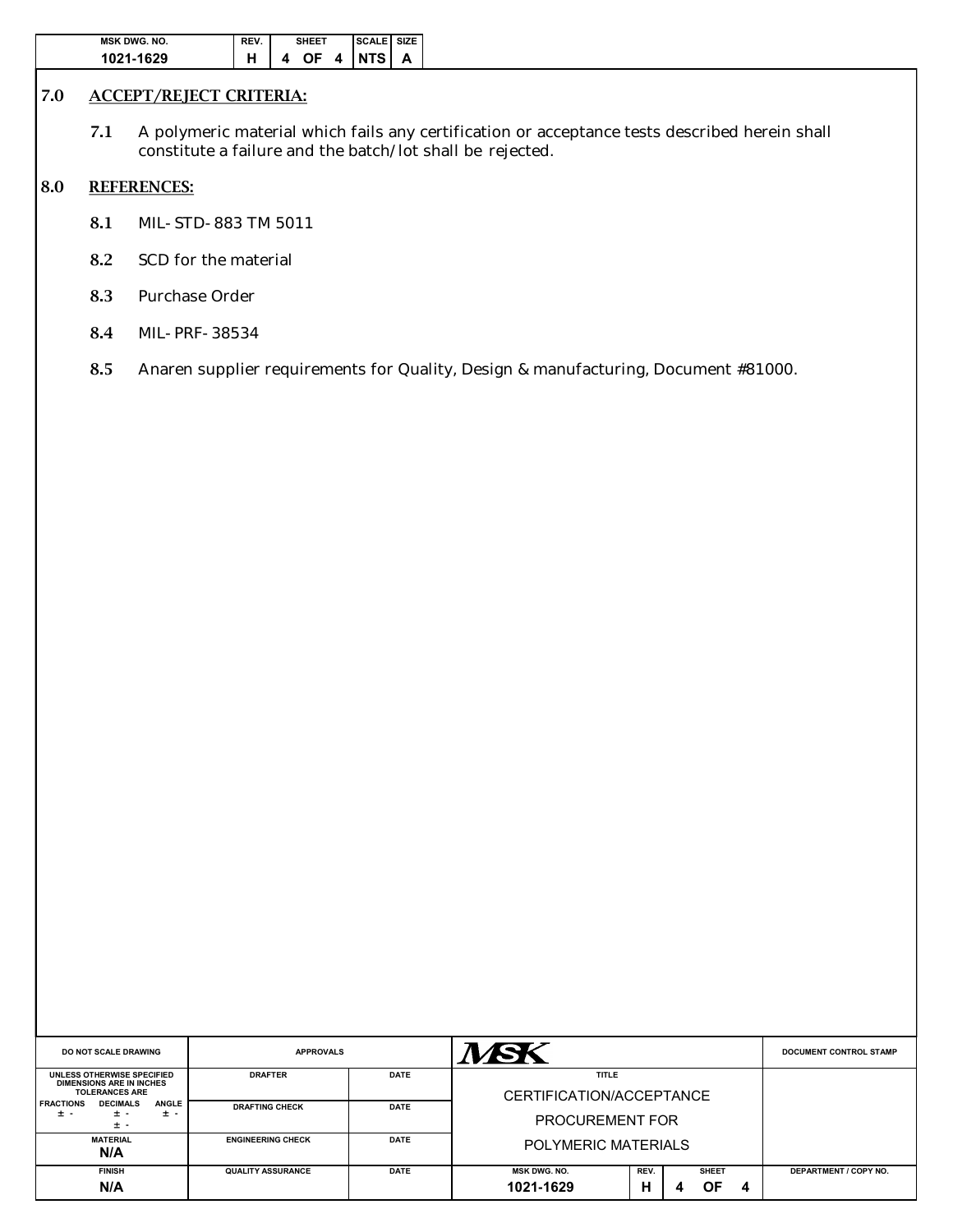## 7.0 ACCEPT/REJECT CRITERIA:

**7.1** A polymeric material which fails any certification or acceptance tests described herein shall constitute a failure and the batch/lot shall be rejected.

## 8.0 REFERENCES:

**8.1** MIL-STD-883 TM 5011

**8.2** SCD for the material

**8.3** Purchase Order

**8.4** MIL-PRF-38534

**8.5** Anaren supplier requirements for Quality, Design & manufacturing, Document #81000.